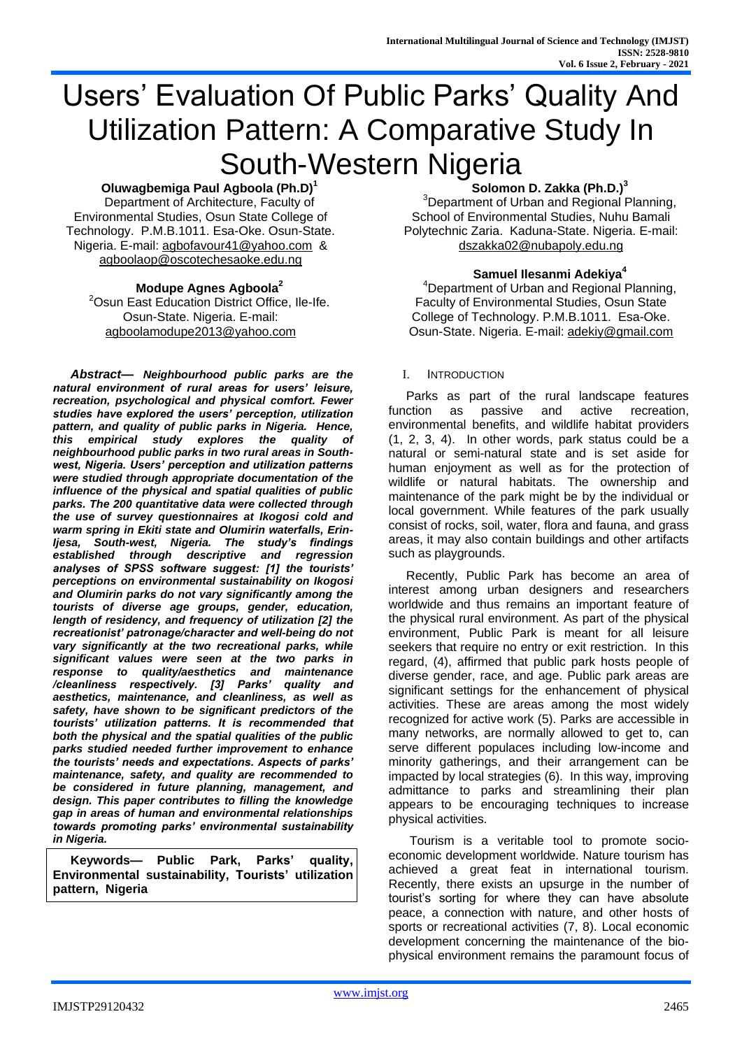# Users' Evaluation Of Public Parks' Quality And Utilization Pattern: A Comparative Study In South-Western Nigeria

**Oluwagbemiga Paul Agboola (Ph.D)**[1]
Department of Architecture, Faculty of Environmental Studies, Osun State College of Technology. P.M.B.1011. Esa-Oke. Osun-State. Nigeria. E-mail: agbofavour41@yahoo.com & agboolaop@oscotechesaoke.edu.ng

**Modupe Agnes Agboola**[2]
[2]Osun East Education District Office, Ile-Ife. Osun-State. Nigeria. E-mail: agboolamodupe2013@yahoo.com

**Solomon D. Zakka (Ph.D.)**[3]
[3]Department of Urban and Regional Planning, School of Environmental Studies, Nuhu Bamali Polytechnic Zaria. Kaduna-State. Nigeria. E-mail: dszakka02@nubapoly.edu.ng

**Samuel Ilesanmi Adekiya**[4]
[4]Department of Urban and Regional Planning, Faculty of Environmental Studies, Osun State College of Technology. P.M.B.1011. Esa-Oke. Osun-State. Nigeria. E-mail: adekiy@gmail.com

***Abstract— Neighbourhood public parks are the natural environment of rural areas for users' leisure, recreation, psychological and physical comfort. Fewer studies have explored the users' perception, utilization pattern, and quality of public parks in Nigeria. Hence, this empirical study explores the quality of neighbourhood public parks in two rural areas in South-west, Nigeria. Users' perception and utilization patterns were studied through appropriate documentation of the influence of the physical and spatial qualities of public parks. The 200 quantitative data were collected through the use of survey questionnaires at Ikogosi cold and warm spring in Ekiti state and Olumirin waterfalls, Erin-Ijesa, South-west, Nigeria. The study's findings established through descriptive and regression analyses of SPSS software suggest: [1] the tourists' perceptions on environmental sustainability on Ikogosi and Olumirin parks do not vary significantly among the tourists of diverse age groups, gender, education, length of residency, and frequency of utilization [2] the recreationist' patronage/character and well-being do not vary significantly at the two recreational parks, while significant values were seen at the two parks in response to quality/aesthetics and maintenance /cleanliness respectively. [3] Parks' quality and aesthetics, maintenance, and cleanliness, as well as safety, have shown to be significant predictors of the tourists' utilization patterns. It is recommended that both the physical and the spatial qualities of the public parks studied needed further improvement to enhance the tourists' needs and expectations. Aspects of parks' maintenance, safety, and quality are recommended to be considered in future planning, management, and design. This paper contributes to filling the knowledge gap in areas of human and environmental relationships towards promoting parks' environmental sustainability in Nigeria.***

**Keywords— Public Park, Parks' quality, Environmental sustainability, Tourists' utilization pattern, Nigeria**

## I. Introduction

Parks as part of the rural landscape features function as passive and active recreation, environmental benefits, and wildlife habitat providers (1, 2, 3, 4). In other words, park status could be a natural or semi-natural state and is set aside for human enjoyment as well as for the protection of wildlife or natural habitats. The ownership and maintenance of the park might be by the individual or local government. While features of the park usually consist of rocks, soil, water, flora and fauna, and grass areas, it may also contain buildings and other artifacts such as playgrounds.

Recently, Public Park has become an area of interest among urban designers and researchers worldwide and thus remains an important feature of the physical rural environment. As part of the physical environment, Public Park is meant for all leisure seekers that require no entry or exit restriction. In this regard, (4), affirmed that public park hosts people of diverse gender, race, and age. Public park areas are significant settings for the enhancement of physical activities. These are areas among the most widely recognized for active work (5). Parks are accessible in many networks, are normally allowed to get to, can serve different populaces including low-income and minority gatherings, and their arrangement can be impacted by local strategies (6). In this way, improving admittance to parks and streamlining their plan appears to be encouraging techniques to increase physical activities.

Tourism is a veritable tool to promote socio-economic development worldwide. Nature tourism has achieved a great feat in international tourism. Recently, there exists an upsurge in the number of tourist's sorting for where they can have absolute peace, a connection with nature, and other hosts of sports or recreational activities (7, 8). Local economic development concerning the maintenance of the bio-physical environment remains the paramount focus of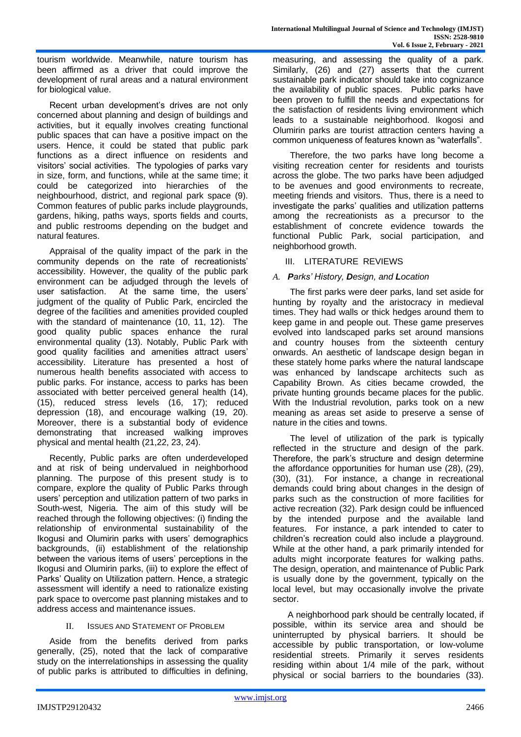tourism worldwide. Meanwhile, nature tourism has been affirmed as a driver that could improve the development of rural areas and a natural environment for biological value.

Recent urban development's drives are not only concerned about planning and design of buildings and activities, but it equally involves creating functional public spaces that can have a positive impact on the users. Hence, it could be stated that public park functions as a direct influence on residents and visitors' social activities. The typologies of parks vary in size, form, and functions, while at the same time; it could be categorized into hierarchies of the neighbourhood, district, and regional park space (9). Common features of public parks include playgrounds, gardens, hiking, paths ways, sports fields and courts, and public restrooms depending on the budget and natural features.

Appraisal of the quality impact of the park in the community depends on the rate of recreationists' accessibility. However, the quality of the public park environment can be adjudged through the levels of user satisfaction. At the same time, the users' judgment of the quality of Public Park, encircled the degree of the facilities and amenities provided coupled with the standard of maintenance (10, 11, 12). The good quality public spaces enhance the rural environmental quality (13). Notably, Public Park with good quality facilities and amenities attract users' accessibility. Literature has presented a host of numerous health benefits associated with access to public parks. For instance, access to parks has been associated with better perceived general health (14), (15), reduced stress levels (16, 17); reduced depression (18), and encourage walking (19, 20). Moreover, there is a substantial body of evidence demonstrating that increased walking improves physical and mental health (21,22, 23, 24).

Recently, Public parks are often underdeveloped and at risk of being undervalued in neighborhood planning. The purpose of this present study is to compare, explore the quality of Public Parks through users' perception and utilization pattern of two parks in South-west, Nigeria. The aim of this study will be reached through the following objectives: (i) finding the relationship of environmental sustainability of the Ikogusi and Olumirin parks with users' demographics backgrounds, (ii) establishment of the relationship between the various items of users' perceptions in the Ikogusi and Olumirin parks, (iii) to explore the effect of Parks' Quality on Utilization pattern. Hence, a strategic assessment will identify a need to rationalize existing park space to overcome past planning mistakes and to address access and maintenance issues.

## II. Issues and Statement of Problem

Aside from the benefits derived from parks generally, (25), noted that the lack of comparative study on the interrelationships in assessing the quality of public parks is attributed to difficulties in defining, measuring, and assessing the quality of a park. Similarly, (26) and (27) asserts that the current sustainable park indicator should take into cognizance the availability of public spaces. Public parks have been proven to fulfill the needs and expectations for the satisfaction of residents living environment which leads to a sustainable neighborhood. Ikogosi and Olumirin parks are tourist attraction centers having a common uniqueness of features known as "waterfalls".

Therefore, the two parks have long become a visiting recreation center for residents and tourists across the globe. The two parks have been adjudged to be avenues and good environments to recreate, meeting friends and visitors. Thus, there is a need to investigate the parks' qualities and utilization patterns among the recreationists as a precursor to the establishment of concrete evidence towards the functional Public Park, social participation, and neighborhood growth.

## III. LITERATURE REVIEWS

### *A. Parks' History, Design, and Location*

The first parks were deer parks, land set aside for hunting by royalty and the aristocracy in medieval times. They had walls or thick hedges around them to keep game in and people out. These game preserves evolved into landscaped parks set around mansions and country houses from the sixteenth century onwards. An aesthetic of landscape design began in these stately home parks where the natural landscape was enhanced by landscape architects such as Capability Brown. As cities became crowded, the private hunting grounds became places for the public. With the Industrial revolution, parks took on a new meaning as areas set aside to preserve a sense of nature in the cities and towns.

The level of utilization of the park is typically reflected in the structure and design of the park. Therefore, the park's structure and design determine the affordance opportunities for human use (28), (29), (30), (31). For instance, a change in recreational demands could bring about changes in the design of parks such as the construction of more facilities for active recreation (32). Park design could be influenced by the intended purpose and the available land features. For instance, a park intended to cater to children's recreation could also include a playground. While at the other hand, a park primarily intended for adults might incorporate features for walking paths. The design, operation, and maintenance of Public Park is usually done by the government, typically on the local level, but may occasionally involve the private sector.

A neighborhood park should be centrally located, if possible, within its service area and should be uninterrupted by physical barriers. It should be accessible by public transportation, or low-volume residential streets. Primarily it serves residents residing within about 1/4 mile of the park, without physical or social barriers to the boundaries (33).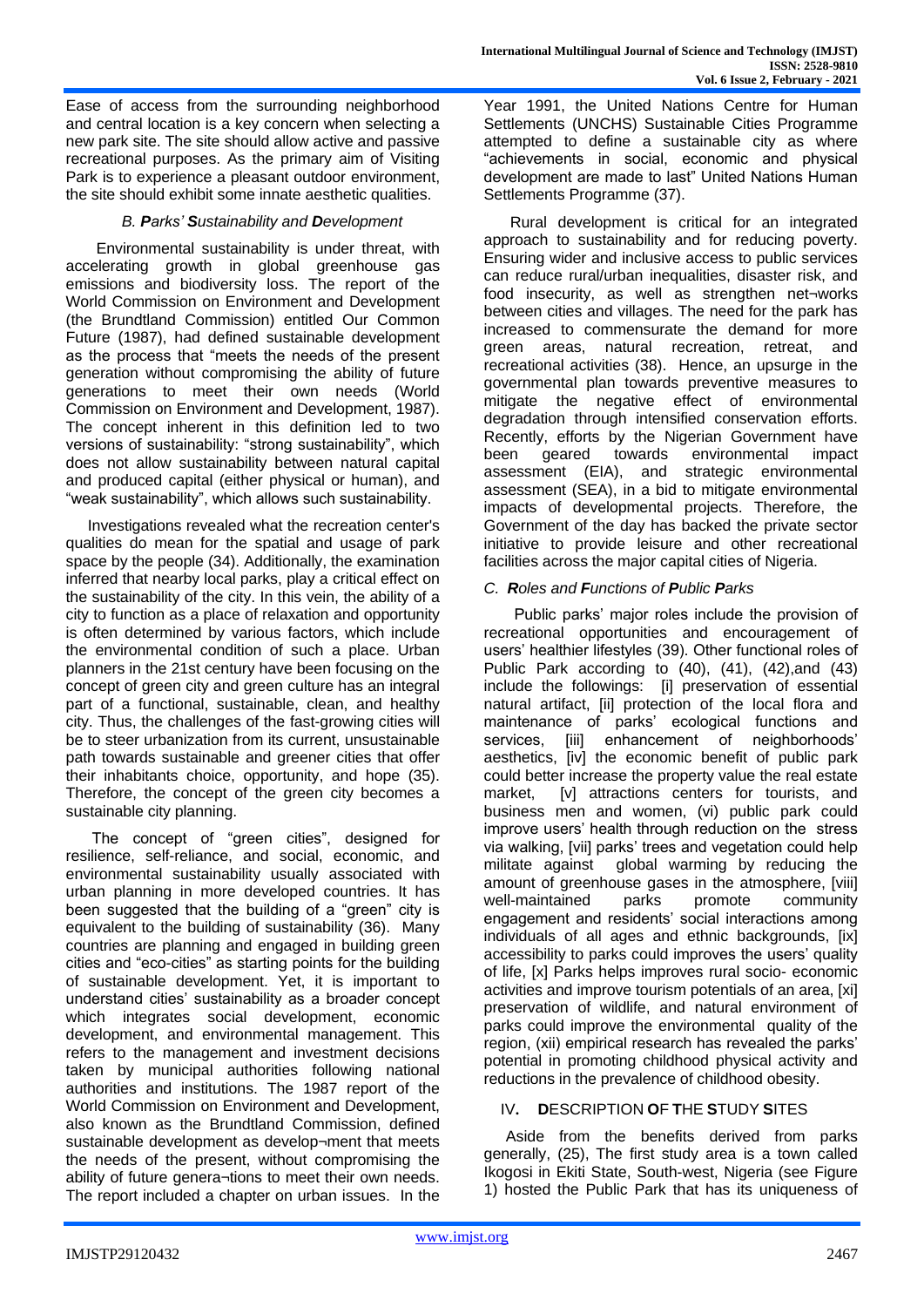Ease of access from the surrounding neighborhood and central location is a key concern when selecting a new park site. The site should allow active and passive recreational purposes. As the primary aim of Visiting Park is to experience a pleasant outdoor environment, the site should exhibit some innate aesthetic qualities.

### *B. **P**arks' **S**ustainability and **D**evelopment*

Environmental sustainability is under threat, with accelerating growth in global greenhouse gas emissions and biodiversity loss. The report of the World Commission on Environment and Development (the Brundtland Commission) entitled Our Common Future (1987), had defined sustainable development as the process that "meets the needs of the present generation without compromising the ability of future generations to meet their own needs (World Commission on Environment and Development, 1987). The concept inherent in this definition led to two versions of sustainability: "strong sustainability", which does not allow sustainability between natural capital and produced capital (either physical or human), and "weak sustainability", which allows such sustainability.

Investigations revealed what the recreation center's qualities do mean for the spatial and usage of park space by the people (34). Additionally, the examination inferred that nearby local parks, play a critical effect on the sustainability of the city. In this vein, the ability of a city to function as a place of relaxation and opportunity is often determined by various factors, which include the environmental condition of such a place. Urban planners in the 21st century have been focusing on the concept of green city and green culture has an integral part of a functional, sustainable, clean, and healthy city. Thus, the challenges of the fast-growing cities will be to steer urbanization from its current, unsustainable path towards sustainable and greener cities that offer their inhabitants choice, opportunity, and hope (35). Therefore, the concept of the green city becomes a sustainable city planning.

The concept of "green cities", designed for resilience, self-reliance, and social, economic, and environmental sustainability usually associated with urban planning in more developed countries. It has been suggested that the building of a "green" city is equivalent to the building of sustainability (36). Many countries are planning and engaged in building green cities and "eco-cities" as starting points for the building of sustainable development. Yet, it is important to understand cities' sustainability as a broader concept which integrates social development, economic development, and environmental management. This refers to the management and investment decisions taken by municipal authorities following national authorities and institutions. The 1987 report of the World Commission on Environment and Development, also known as the Brundtland Commission, defined sustainable development as develop¬ment that meets the needs of the present, without compromising the ability of future genera¬tions to meet their own needs. The report included a chapter on urban issues. In the Year 1991, the United Nations Centre for Human Settlements (UNCHS) Sustainable Cities Programme attempted to define a sustainable city as where "achievements in social, economic and physical development are made to last" United Nations Human Settlements Programme (37).

Rural development is critical for an integrated approach to sustainability and for reducing poverty. Ensuring wider and inclusive access to public services can reduce rural/urban inequalities, disaster risk, and food insecurity, as well as strengthen net¬works between cities and villages. The need for the park has increased to commensurate the demand for more green areas, natural recreation, retreat, and recreational activities (38). Hence, an upsurge in the governmental plan towards preventive measures to mitigate the negative effect of environmental degradation through intensified conservation efforts. Recently, efforts by the Nigerian Government have been geared towards environmental impact assessment (EIA), and strategic environmental assessment (SEA), in a bid to mitigate environmental impacts of developmental projects. Therefore, the Government of the day has backed the private sector initiative to provide leisure and other recreational facilities across the major capital cities of Nigeria.

### *C. **R**oles and **F**unctions of **P**ublic **P**arks*

Public parks' major roles include the provision of recreational opportunities and encouragement of users' healthier lifestyles (39). Other functional roles of Public Park according to (40), (41), (42),and (43) include the followings: [i] preservation of essential natural artifact, [ii] protection of the local flora and maintenance of parks' ecological functions and services, [iii] enhancement of neighborhoods' aesthetics, [iv] the economic benefit of public park could better increase the property value the real estate market, [v] attractions centers for tourists, and business men and women, (vi) public park could improve users' health through reduction on the stress via walking, [vii] parks' trees and vegetation could help militate against global warming by reducing the amount of greenhouse gases in the atmosphere, [viii] well-maintained parks promote community engagement and residents' social interactions among individuals of all ages and ethnic backgrounds, [ix] accessibility to parks could improves the users' quality of life, [x] Parks helps improves rural socio- economic activities and improve tourism potentials of an area, [xi] preservation of wildlife, and natural environment of parks could improve the environmental quality of the region, (xii) empirical research has revealed the parks' potential in promoting childhood physical activity and reductions in the prevalence of childhood obesity.

## IV. **D**ESCRIPTION **O**F **T**HE **S**TUDY **S**ITES

Aside from the benefits derived from parks generally, (25), The first study area is a town called Ikogosi in Ekiti State, South-west, Nigeria (see Figure 1) hosted the Public Park that has its uniqueness of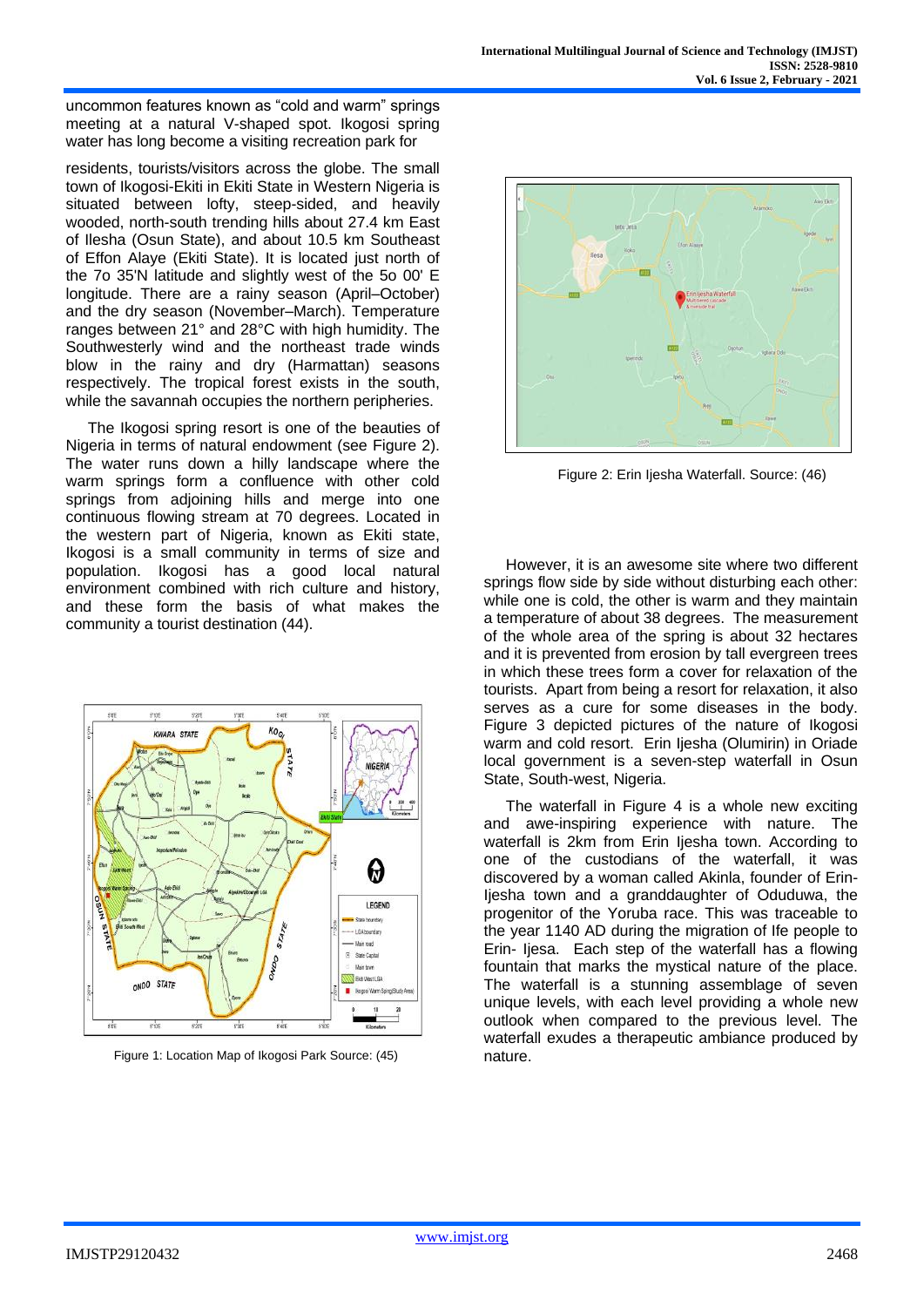uncommon features known as "cold and warm" springs meeting at a natural V-shaped spot. Ikogosi spring water has long become a visiting recreation park for residents, tourists/visitors across the globe. The small town of Ikogosi-Ekiti in Ekiti State in Western Nigeria is situated between lofty, steep-sided, and heavily wooded, north-south trending hills about 27.4 km East of Ilesha (Osun State), and about 10.5 km Southeast of Effon Alaye (Ekiti State). It is located just north of the 7o 35'N latitude and slightly west of the 5o 00' E longitude. There are a rainy season (April–October) and the dry season (November–March). Temperature ranges between 21° and 28°C with high humidity. The Southwesterly wind and the northeast trade winds blow in the rainy and dry (Harmattan) seasons respectively. The tropical forest exists in the south, while the savannah occupies the northern peripheries.

The Ikogosi spring resort is one of the beauties of Nigeria in terms of natural endowment (see Figure 2). The water runs down a hilly landscape where the warm springs form a confluence with other cold springs from adjoining hills and merge into one continuous flowing stream at 70 degrees. Located in the western part of Nigeria, known as Ekiti state, Ikogosi is a small community in terms of size and population. Ikogosi has a good local natural environment combined with rich culture and history, and these form the basis of what makes the community a tourist destination (44).

Figure 1: Location Map of Ikogosi Park Source: (45)

Figure 2: Erin Ijesha Waterfall. Source: (46)

However, it is an awesome site where two different springs flow side by side without disturbing each other: while one is cold, the other is warm and they maintain a temperature of about 38 degrees. The measurement of the whole area of the spring is about 32 hectares and it is prevented from erosion by tall evergreen trees in which these trees form a cover for relaxation of the tourists. Apart from being a resort for relaxation, it also serves as a cure for some diseases in the body. Figure 3 depicted pictures of the nature of Ikogosi warm and cold resort. Erin Ijesha (Olumirin) in Oriade local government is a seven-step waterfall in Osun State, South-west, Nigeria.

The waterfall in Figure 4 is a whole new exciting and awe-inspiring experience with nature. The waterfall is 2km from Erin Ijesha town. According to one of the custodians of the waterfall, it was discovered by a woman called Akinla, founder of Erin-Ijesha town and a granddaughter of Oduduwa, the progenitor of the Yoruba race. This was traceable to the year 1140 AD during the migration of Ife people to Erin- Ijesa. Each step of the waterfall has a flowing fountain that marks the mystical nature of the place. The waterfall is a stunning assemblage of seven unique levels, with each level providing a whole new outlook when compared to the previous level. The waterfall exudes a therapeutic ambiance produced by nature.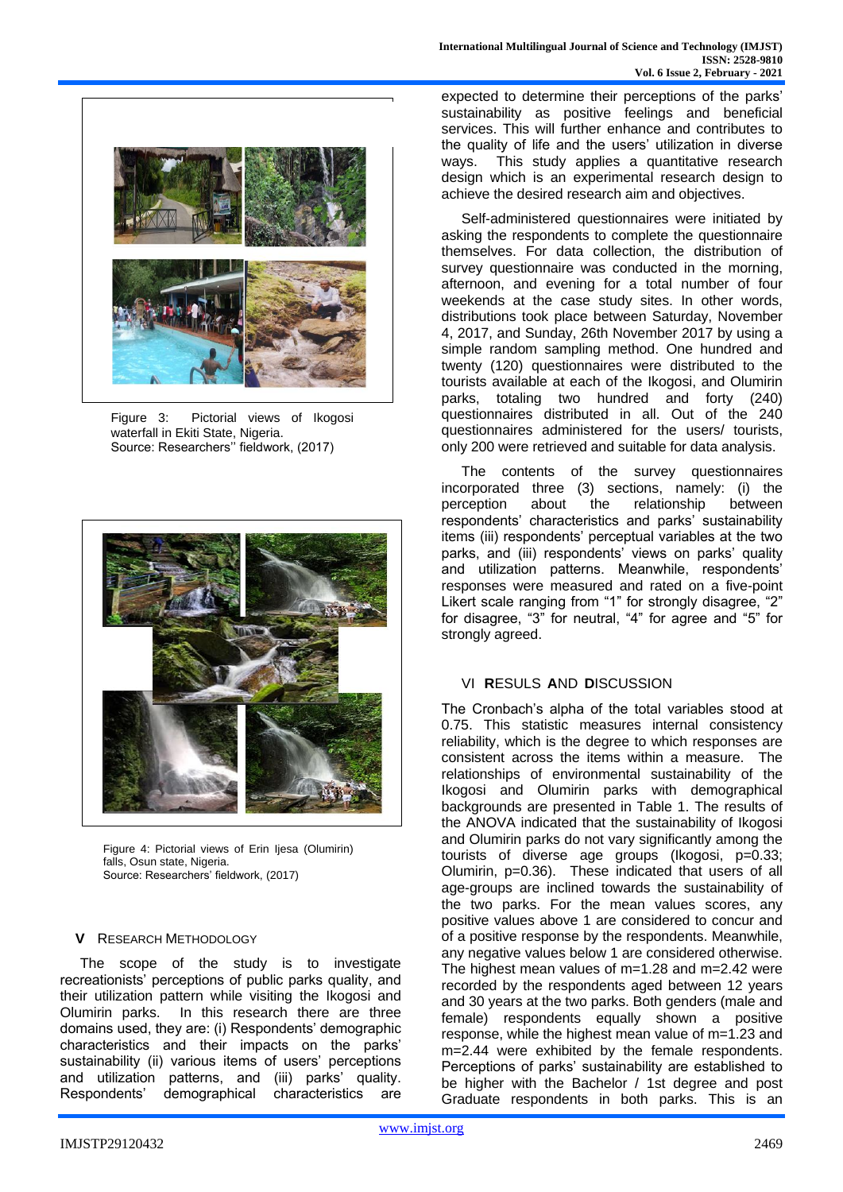Figure 3: Pictorial views of Ikogosi waterfall in Ekiti State, Nigeria.
Source: Researchers'' fieldwork, (2017)

Figure 4: Pictorial views of Erin Ijesa (Olumirin) falls, Osun state, Nigeria.
Source: Researchers' fieldwork, (2017)

## V RESEARCH METHODOLOGY

The scope of the study is to investigate recreationists' perceptions of public parks quality, and their utilization pattern while visiting the Ikogosi and Olumirin parks. In this research there are three domains used, they are: (i) Respondents' demographic characteristics and their impacts on the parks' sustainability (ii) various items of users' perceptions and utilization patterns, and (iii) parks' quality. Respondents' demographical characteristics are expected to determine their perceptions of the parks' sustainability as positive feelings and beneficial services. This will further enhance and contributes to the quality of life and the users' utilization in diverse ways. This study applies a quantitative research design which is an experimental research design to achieve the desired research aim and objectives.

Self-administered questionnaires were initiated by asking the respondents to complete the questionnaire themselves. For data collection, the distribution of survey questionnaire was conducted in the morning, afternoon, and evening for a total number of four weekends at the case study sites. In other words, distributions took place between Saturday, November 4, 2017, and Sunday, 26th November 2017 by using a simple random sampling method. One hundred and twenty (120) questionnaires were distributed to the tourists available at each of the Ikogosi, and Olumirin parks, totaling two hundred and forty (240) questionnaires distributed in all. Out of the 240 questionnaires administered for the users/ tourists, only 200 were retrieved and suitable for data analysis.

The contents of the survey questionnaires incorporated three (3) sections, namely: (i) the perception about the relationship between respondents' characteristics and parks' sustainability items (iii) respondents' perceptual variables at the two parks, and (iii) respondents' views on parks' quality and utilization patterns. Meanwhile, respondents' responses were measured and rated on a five-point Likert scale ranging from "1" for strongly disagree, "2" for disagree, "3" for neutral, "4" for agree and "5" for strongly agreed.

## VI RESULS AND DISCUSSION

The Cronbach's alpha of the total variables stood at 0.75. This statistic measures internal consistency reliability, which is the degree to which responses are consistent across the items within a measure. The relationships of environmental sustainability of the Ikogosi and Olumirin parks with demographical backgrounds are presented in Table 1. The results of the ANOVA indicated that the sustainability of Ikogosi and Olumirin parks do not vary significantly among the tourists of diverse age groups (Ikogosi, p=0.33; Olumirin, p=0.36). These indicated that users of all age-groups are inclined towards the sustainability of the two parks. For the mean values scores, any positive values above 1 are considered to concur and of a positive response by the respondents. Meanwhile, any negative values below 1 are considered otherwise. The highest mean values of m=1.28 and m=2.42 were recorded by the respondents aged between 12 years and 30 years at the two parks. Both genders (male and female) respondents equally shown a positive response, while the highest mean value of m=1.23 and m=2.44 were exhibited by the female respondents. Perceptions of parks' sustainability are established to be higher with the Bachelor / 1st degree and post Graduate respondents in both parks. This is an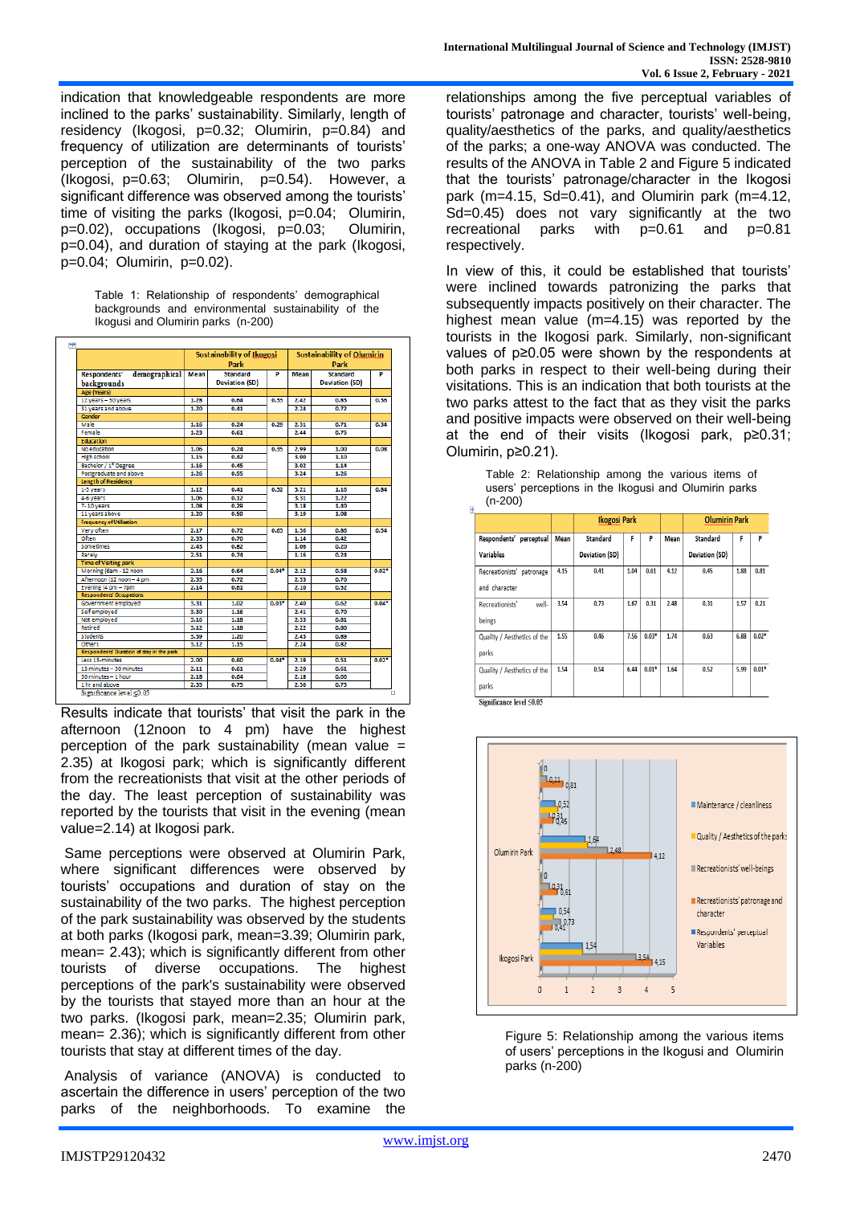indication that knowledgeable respondents are more inclined to the parks' sustainability. Similarly, length of residency (Ikogosi, p=0.32; Olumirin, p=0.84) and frequency of utilization are determinants of tourists' perception of the sustainability of the two parks (Ikogosi, p=0.63; Olumirin, p=0.54). However, a significant difference was observed among the tourists' time of visiting the parks (Ikogosi, p=0.04; Olumirin, p=0.02), occupations (Ikogosi, p=0.03; Olumirin, p=0.04), and duration of staying at the park (Ikogosi, p=0.04; Olumirin, p=0.02).

Table 1: Relationship of respondents' demographical backgrounds and environmental sustainability of the Ikogusi and Olumirin parks (n-200)

| Respondents' demographical backgrounds | Sustainability of Ikogosi Park | | | Sustainability of Olumirin Park | | |
|---|---|---|---|---|---|---|
| | Mean | Standard Deviation (SD) | P | Mean | Standard Deviation (SD) | P |
| **Age (Years)** | | | | | | |
| 12 years – 30 years | 1.28 | 0.64 | 0.55 | 2.47 | 0.85 | 0.55 |
| 31 years and above | 1.20 | 0.61 | | 2.24 | 0.72 | |
| **Gender** | | | | | | |
| Male | 1.16 | 0.24 | 0.29 | 2.31 | 0.71 | 0.34 |
| Female | 1.23 | 0.61 | | 2.44 | 0.75 | |
| **Education** | | | | | | |
| No education | 1.06 | 0.24 | 0.35 | 2.99 | 1.00 | 0.08 |
| High school | 1.15 | 0.42 | | 3.00 | 1.10 | |
| Bachelor / 1st Degree | 1.16 | 0.45 | | 3.02 | 1.14 | |
| Postgraduate and above | 1.26 | 0.55 | | 3.24 | 1.26 | |
| **Length of Residency** | | | | | | |
| 1-3 years | 1.12 | 0.41 | 0.32 | 3.21 | 1.16 | 0.84 |
| 4-6 years | 1.06 | 0.12 | | 3.31 | 1.22 | |
| 7-10 years | 1.08 | 0.29 | | 3.18 | 1.10 | |
| 11 years above | 1.20 | 0.50 | | 3.19 | 1.08 | |
| **Frequency of Utilization** | | | | | | |
| Very often | 2.17 | 0.72 | 0.63 | 1.36 | 0.80 | 0.54 |
| Often | 2.33 | 0.70 | | 1.14 | 0.42 | |
| Sometimes | 2.45 | 0.82 | | 1.06 | 0.20 | |
| Rarely | 2.51 | 0.74 | | 1.16 | 0.24 | |
| **Time of Visiting park** | | | | | | |
| Morning (6am - 12 noon | 2.16 | 0.64 | 0.04* | 2.12 | 0.58 | 0.02* |
| Afternoon (12 noon – 4 pm | 2.35 | 0.72 | | 2.33 | 0.70 | |
| Evening (4 pm – 7pm) | 2.14 | 0.61 | | 2.10 | 0.52 | |
| **Respondents' Occupations** | | | | | | |
| Government employed | 3.31 | 1.02 | 0.03* | 2.40 | 0.62 | 0.04* |
| Self employed | 3.30 | 1.16 | | 2.41 | 0.70 | |
| Not employed | 3.16 | 1.18 | | 2.33 | 0.81 | |
| Retired | 3.12 | 1.18 | | 2.22 | 0.80 | |
| Students | 3.39 | 1.20 | | 2.43 | 0.89 | |
| Others | 3.12 | 1.15 | | 2.24 | 0.82 | |
| **Respondents' Duration of stay in the park** | | | | | | |
| Less 15 minutes | 2.00 | 0.60 | 0.04* | 2.10 | 0.51 | 0.02* |
| 15 minutes – 30 minutes | 2.11 | 0.61 | | 2.20 | 0.61 | |
| 30 minutes – 1 hour | 2.18 | 0.64 | | 2.18 | 0.66 | |
| 1 hr and above | 2.35 | 0.75 | | 2.36 | 0.73 | |

Significance level ≤0.05

Results indicate that tourists' that visit the park in the afternoon (12noon to 4 pm) have the highest perception of the park sustainability (mean value = 2.35) at Ikogosi park; which is significantly different from the recreationists that visit at the other periods of the day. The least perception of sustainability was reported by the tourists that visit in the evening (mean value=2.14) at Ikogosi park.

Same perceptions were observed at Olumirin Park, where significant differences were observed by tourists' occupations and duration of stay on the sustainability of the two parks. The highest perception of the park sustainability was observed by the students at both parks (Ikogosi park, mean=3.39; Olumirin park, mean= 2.43); which is significantly different from other tourists of diverse occupations. The highest perceptions of the park's sustainability were observed by the tourists that stayed more than an hour at the two parks. (Ikogosi park, mean=2.35; Olumirin park, mean= 2.36); which is significantly different from other tourists that stay at different times of the day.

Analysis of variance (ANOVA) is conducted to ascertain the difference in users' perception of the two parks of the neighborhoods. To examine the relationships among the five perceptual variables of tourists' patronage and character, tourists' well-being, quality/aesthetics of the parks, and quality/aesthetics of the parks; a one-way ANOVA was conducted. The results of the ANOVA in Table 2 and Figure 5 indicated that the tourists' patronage/character in the Ikogosi park (m=4.15, Sd=0.41), and Olumirin park (m=4.12, Sd=0.45) does not vary significantly at the two recreational parks with p=0.61 and p=0.81 respectively.

In view of this, it could be established that tourists' were inclined towards patronizing the parks that subsequently impacts positively on their character. The highest mean value (m=4.15) was reported by the tourists in the Ikogosi park. Similarly, non-significant values of p≥0.05 were shown by the respondents at both parks in respect to their well-being during their visitations. This is an indication that both tourists at the two parks attest to the fact that as they visit the parks and positive impacts were observed on their well-being at the end of their visits (Ikogosi park, p≥0.31; Olumirin, p≥0.21).

Table 2: Relationship among the various items of users' perceptions in the Ikogusi and Olumirin parks (n-200)

| Respondents' perceptual Variables | Ikogosi Park | | | | Olumirin Park | | | |
|---|---|---|---|---|---|---|---|---|
| | Mean | Standard Deviation (SD) | F | P | Mean | Standard Deviation (SD) | F | P |
| Recreationists' patronage and character | 4.15 | 0.41 | 1.04 | 0.61 | 4.12 | 0.45 | 1.88 | 0.81 |
| Recreationists' well-beings | 3.54 | 0.73 | 1.67 | 0.31 | 2.48 | 0.31 | 1.57 | 0.21 |
| Quality / Aesthetics of the parks | 1.55 | 0.46 | 7.56 | 0.03* | 1.74 | 0.63 | 6.88 | 0.02* |
| Quality / Aesthetics of the parks | 1.54 | 0.54 | 6.44 | 0.01* | 1.64 | 0.52 | 5.99 | 0.01* |

Significance level ≤0.05

Figure 5: Relationship among the various items of users' perceptions in the Ikogusi and Olumirin parks (n-200)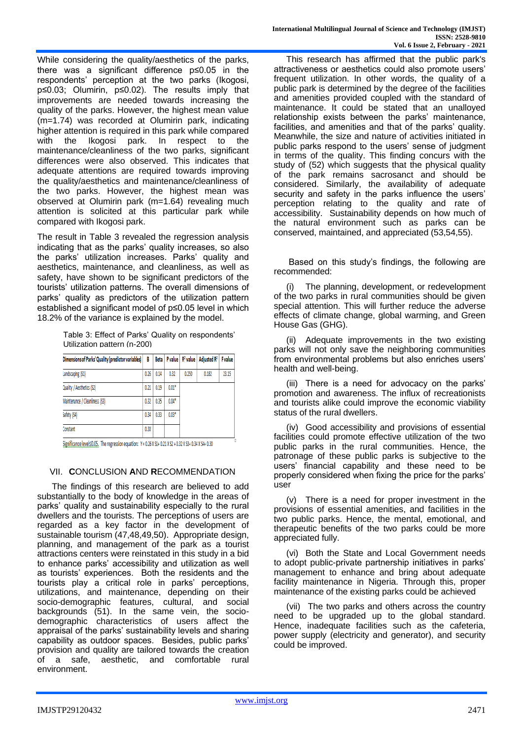While considering the quality/aesthetics of the parks, there was a significant difference p≤0.05 in the respondents' perception at the two parks (Ikogosi, p≤0.03; Olumirin, p≤0.02). The results imply that improvements are needed towards increasing the quality of the parks. However, the highest mean value (m=1.74) was recorded at Olumirin park, indicating higher attention is required in this park while compared with the Ikogosi park. In respect to the maintenance/cleanliness of the two parks, significant differences were also observed. This indicates that adequate attentions are required towards improving the quality/aesthetics and maintenance/cleanliness of the two parks. However, the highest mean was observed at Olumirin park (m=1.64) revealing much attention is solicited at this particular park while compared with Ikogosi park.

The result in Table 3 revealed the regression analysis indicating that as the parks' quality increases, so also the parks' utilization increases. Parks' quality and aesthetics, maintenance, and cleanliness, as well as safety, have shown to be significant predictors of the tourists' utilization patterns. The overall dimensions of parks' quality as predictors of the utilization pattern established a significant model of p≤0.05 level in which 18.2% of the variance is explained by the model.

Table 3: Effect of Parks' Quality on respondents' Utilization pattern (n-200)

| Dimensions of Parks' Quality (predictor variables) | B | Beta | P value | $R^2$ value | Adjusted $R^2$ | F value |
|---|---|---|---|---|---|---|
| Landscaping (S1) | 0.26 | 0.14 | 0.32 | 0.250 | 0.182 | 23.15 |
| Quality / Aesthetics (S2) | 0.21 | 0.19 | 0.01* | | | |
| Maintenance / Cleanliness (S3) | 0.32 | 0.35 | 0.04* | | | |
| Safety (S4) | 0.34 | 0.33 | 0.03* | | | |
| Constant | 0.30 | | | | | |

Significance level≤0.05. The regression equation: $Y = 0.26 \times S1 + 0.21 \times S2 + 0.32 \times S3 + 0.34 \times S4 + 0.30$

## VII. CONCLUSION AND RECOMMENDATION

The findings of this research are believed to add substantially to the body of knowledge in the areas of parks' quality and sustainability especially to the rural dwellers and the tourists. The perceptions of users are regarded as a key factor in the development of sustainable tourism (47,48,49,50). Appropriate design, planning, and management of the park as a tourist attractions centers were reinstated in this study in a bid to enhance parks' accessibility and utilization as well as tourists' experiences. Both the residents and the tourists play a critical role in parks' perceptions, utilizations, and maintenance, depending on their socio-demographic features, cultural, and social backgrounds (51). In the same vein, the socio-demographic characteristics of users affect the appraisal of the parks' sustainability levels and sharing capability as outdoor spaces. Besides, public parks' provision and quality are tailored towards the creation of a safe, aesthetic, and comfortable rural environment.

This research has affirmed that the public park's attractiveness or aesthetics could also promote users' frequent utilization. In other words, the quality of a public park is determined by the degree of the facilities and amenities provided coupled with the standard of maintenance. It could be stated that an unalloyed relationship exists between the parks' maintenance, facilities, and amenities and that of the parks' quality. Meanwhile, the size and nature of activities initiated in public parks respond to the users' sense of judgment in terms of the quality. This finding concurs with the study of (52) which suggests that the physical quality of the park remains sacrosanct and should be considered. Similarly, the availability of adequate security and safety in the parks influence the users' perception relating to the quality and rate of accessibility. Sustainability depends on how much of the natural environment such as parks can be conserved, maintained, and appreciated (53,54,55).

Based on this study's findings, the following are recommended:

(i) The planning, development, or redevelopment of the two parks in rural communities should be given special attention. This will further reduce the adverse effects of climate change, global warming, and Green House Gas (GHG).

(ii) Adequate improvements in the two existing parks will not only save the neighboring communities from environmental problems but also enriches users' health and well-being.

(iii) There is a need for advocacy on the parks' promotion and awareness. The influx of recreationists and tourists alike could improve the economic viability status of the rural dwellers.

(iv) Good accessibility and provisions of essential facilities could promote effective utilization of the two public parks in the rural communities. Hence, the patronage of these public parks is subjective to the users' financial capability and these need to be properly considered when fixing the price for the parks' user

(v) There is a need for proper investment in the provisions of essential amenities, and facilities in the two public parks. Hence, the mental, emotional, and therapeutic benefits of the two parks could be more appreciated fully.

(vi) Both the State and Local Government needs to adopt public-private partnership initiatives in parks' management to enhance and bring about adequate facility maintenance in Nigeria. Through this, proper maintenance of the existing parks could be achieved

(vii) The two parks and others across the country need to be upgraded up to the global standard. Hence, inadequate facilities such as the cafeteria, power supply (electricity and generator), and security could be improved.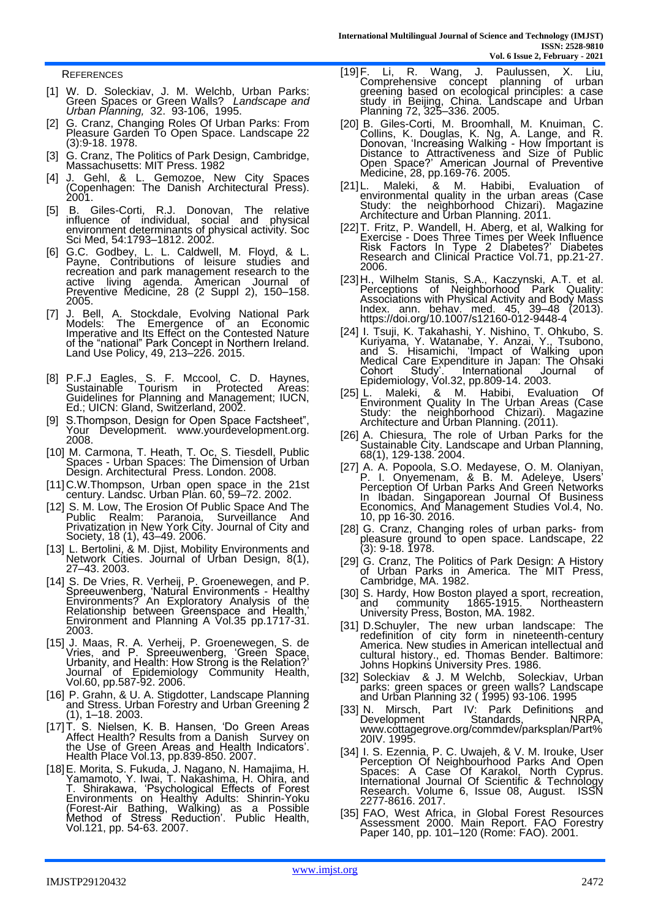## References

[1] W. D. Soleckiav, J. M. Welchb, Urban Parks: Green Spaces or Green Walls? *Landscape and Urban Planning,* 32. 93-106, 1995.

[2] G. Cranz, Changing Roles Of Urban Parks: From Pleasure Garden To Open Space. Landscape 22 (3):9-18. 1978.

[3] G. Cranz, The Politics of Park Design, Cambridge, Massachusetts: MIT Press. 1982

[4] J. Gehl, & L. Gemozoe, New City Spaces (Copenhagen: The Danish Architectural Press). 2001.

[5] B. Giles-Corti, R.J. Donovan, The relative influence of individual, social and physical environment determinants of physical activity. Soc Sci Med, 54:1793–1812. 2002.

[6] G.C. Godbey, L. L. Caldwell, M. Floyd, & L. Payne, Contributions of leisure studies and recreation and park management research to the active living agenda. American Journal of Preventive Medicine, 28 (2 Suppl 2), 150–158. 2005.

[7] J. Bell, A. Stockdale, Evolving National Park Models: The Emergence of an Economic Imperative and Its Effect on the Contested Nature of the "national" Park Concept in Northern Ireland. Land Use Policy, 49, 213–226. 2015.

[8] P.F.J Eagles, S. F. Mccool, C. D. Haynes, Sustainable Tourism in Protected Areas: Guidelines for Planning and Management; IUCN, Ed.; UICN: Gland, Switzerland, 2002.

[9] S.Thompson, Design for Open Space Factsheet", Your Development. www.yourdevelopment.org. 2008.

[10] M. Carmona, T. Heath, T. Oc, S. Tiesdell, Public Spaces - Urban Spaces: The Dimension of Urban Design. Architectural Press. London. 2008.

[11] C.W.Thompson, Urban open space in the 21st century. Landsc. Urban Plan. 60, 59–72. 2002.

[12] S. M. Low, The Erosion Of Public Space And The Public Realm: Paranoia, Surveillance And Privatization in New York City. Journal of City and Society, 18 (1), 43–49. 2006.

[13] L. Bertolini, & M. Djist, Mobility Environments and Network Cities. Journal of Urban Design, 8(1), 27–43. 2003.

[14] S. De Vries, R. Verheij, P. Groenewegen, and P. Spreeuwenberg, 'Natural Environments - Healthy Environments? An Exploratory Analysis of the Relationship between Greenspace and Health,' Environment and Planning A Vol.35 pp.1717-31. 2003.

[15] J. Maas, R. A. Verheij, P. Groenewegen, S. de Vries, and P. Spreeuwenberg, 'Green Space, Urbanity, and Health: How Strong is the Relation?' Journal of Epidemiology Community Health, Vol.60, pp.587-92. 2006.

[16] P. Grahn, & U. A. Stigdotter, Landscape Planning and Stress. Urban Forestry and Urban Greening 2 (1), 1–18. 2003.

[17] T. S. Nielsen, K. B. Hansen, 'Do Green Areas Affect Health? Results from a Danish Survey on the Use of Green Areas and Health Indicators'. Health Place Vol.13, pp.839-850. 2007.

[18] E. Morita, S. Fukuda, J. Nagano, N. Hamajima, H. Yamamoto, Y. Iwai, T. Nakashima, H. Ohira, and T. Shirakawa, 'Psychological Effects of Forest Environments on Healthy Adults: Shinrin-Yoku (Forest-Air Bathing, Walking) as a Possible Method of Stress Reduction'. Public Health, Vol.121, pp. 54-63. 2007.

[19] F. Li, R. Wang, J. Paulussen, X. Liu, Comprehensive concept planning of urban greening based on ecological principles: a case study in Beijing, China. Landscape and Urban Planning 72, 325–336. 2005.

[20] B. Giles-Corti, M. Broomhall, M. Knuiman, C. Collins, K. Douglas, K. Ng, A. Lange, and R. Donovan, 'Increasing Walking - How Important is Distance to Attractiveness and Size of Public Open Space?' American Journal of Preventive Medicine, 28, pp.169-76. 2005.

[21] L. Maleki, & M. Habibi, Evaluation of environmental quality in the urban areas (Case Study: the neighborhood Chizari). Magazine Architecture and Urban Planning. 2011.

[22] T. Fritz, P. Wandell, H. Aberg, et al, Walking for Exercise - Does Three Times per Week Influence Risk Factors In Type 2 Diabetes?' Diabetes Research and Clinical Practice Vol.71, pp.21-27. 2006.

[23] H., Wilhelm Stanis, S.A., Kaczynski, A.T. et al. Perceptions of Neighborhood Park Quality: Associations with Physical Activity and Body Mass Index. ann. behav. med. 45, 39–48 (2013). https://doi.org/10.1007/s12160-012-9448-4

[24] I. Tsuji, K. Takahashi, Y. Nishino, T. Ohkubo, S. Kuriyama, Y. Watanabe, Y. Anzai, Y., Tsubono, and S. Hisamichi, 'Impact of Walking upon Medical Care Expenditure in Japan: The Ohsaki Cohort Study'. International Journal of Epidemiology, Vol.32, pp.809-14. 2003.

[25] L. Maleki, & M. Habibi, Evaluation Of Environment Quality In The Urban Areas (Case Study: the neighborhood Chizari). Magazine Architecture and Urban Planning. (2011).

[26] A. Chiesura, The role of Urban Parks for the Sustainable City. Landscape and Urban Planning, 68(1), 129-138. 2004.

[27] A. A. Popoola, S.O. Medayese, O. M. Olaniyan, P. I. Onyemenam, & B. M. Adeleye, Users' Perception Of Urban Parks And Green Networks In Ibadan. Singaporean Journal Of Business Economics, And Management Studies Vol.4, No. 10, pp 16-30. 2016.

[28] G. Cranz, Changing roles of urban parks- from pleasure ground to open space. Landscape, 22 (3): 9-18. 1978.

[29] G. Cranz, The Politics of Park Design: A History of Urban Parks in America. The MIT Press, Cambridge, MA. 1982.

[30] S. Hardy, How Boston played a sport, recreation, and community 1865-1915. Northeastern University Press, Boston, MA. 1982.

[31] D.Schuyler, The new urban landscape: The redefinition of city form in nineteenth-century America. New studies in American intellectual and cultural history., ed. Thomas Bender. Baltimore: Johns Hopkins University Pres. 1986.

[32] Soleckiav & J. M Welchb, Soleckiav, Urban parks: green spaces or green walls? Landscape and Urban Planning 32 ( 1995) 93-106. 1995

[33] N. Mirsch, Part IV: Park Definitions and Development Standards, NRPA, www.cottagegrove.org/commdev/parksplan/Part%20IV. 1995.

[34] I. S. Ezennia, P. C. Uwajeh, & V. M. Irouke, User Perception Of Neighbourhood Parks And Open Spaces: A Case Of Karakol, North Cyprus. International Journal Of Scientific & Technology Research. Volume 6, Issue 08, August. ISSN 2277-8616. 2017.

[35] FAO, West Africa, in Global Forest Resources Assessment 2000. Main Report. FAO Forestry Paper 140, pp. 101–120 (Rome: FAO). 2001.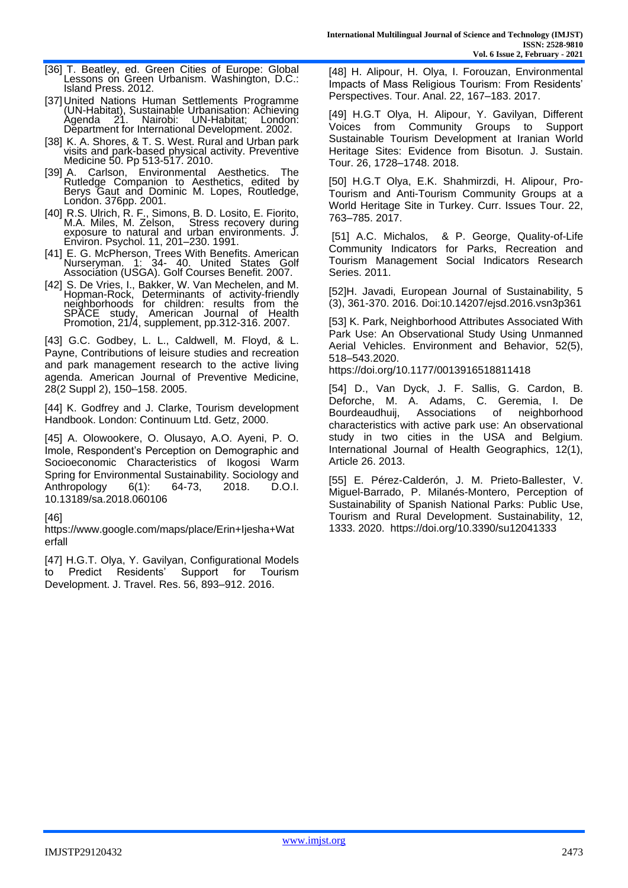[36] T. Beatley, ed. Green Cities of Europe: Global Lessons on Green Urbanism. Washington, D.C.: Island Press. 2012.

[37] United Nations Human Settlements Programme (UN-Habitat), Sustainable Urbanisation: Achieving Agenda 21. Nairobi: UN-Habitat; London: Department for International Development. 2002.

[38] K. A. Shores, & T. S. West. Rural and Urban park visits and park-based physical activity. Preventive Medicine 50. Pp 513-517. 2010.

[39] A. Carlson, Environmental Aesthetics. The Rutledge Companion to Aesthetics, edited by Berys Gaut and Dominic M. Lopes, Routledge, London. 376pp. 2001.

[40] R.S. Ulrich, R. F., Simons, B. D. Losito, E. Fiorito, M.A. Miles, M. Zelson, Stress recovery during exposure to natural and urban environments. J. Environ. Psychol. 11, 201–230. 1991.

[41] E. G. McPherson, Trees With Benefits. American Nurseryman. 1: 34- 40. United States Golf Association (USGA). Golf Courses Benefit. 2007.

[42] S. De Vries, I., Bakker, W. Van Mechelen, and M. Hopman-Rock, Determinants of activity-friendly neighborhoods for children: results from the SPACE study, American Journal of Health Promotion, 21/4, supplement, pp.312-316. 2007.

[43] G.C. Godbey, L. L., Caldwell, M. Floyd, & L. Payne, Contributions of leisure studies and recreation and park management research to the active living agenda. American Journal of Preventive Medicine, 28(2 Suppl 2), 150–158. 2005.

[44] K. Godfrey and J. Clarke, Tourism development Handbook. London: Continuum Ltd. Getz, 2000.

[45] A. Olowookere, O. Olusayo, A.O. Ayeni, P. O. Imole, Respondent's Perception on Demographic and Socioeconomic Characteristics of Ikogosi Warm Spring for Environmental Sustainability. Sociology and Anthropology 6(1): 64-73, 2018. D.O.I. 10.13189/sa.2018.060106

[46] https://www.google.com/maps/place/Erin+Ijesha+Waterfall

[47] H.G.T. Olya, Y. Gavilyan, Configurational Models to Predict Residents' Support for Tourism Development. J. Travel. Res. 56, 893–912. 2016.

[48] H. Alipour, H. Olya, I. Forouzan, Environmental Impacts of Mass Religious Tourism: From Residents' Perspectives. Tour. Anal. 22, 167–183. 2017.

[49] H.G.T Olya, H. Alipour, Y. Gavilyan, Different Voices from Community Groups to Support Sustainable Tourism Development at Iranian World Heritage Sites: Evidence from Bisotun. J. Sustain. Tour. 26, 1728–1748. 2018.

[50] H.G.T Olya, E.K. Shahmirzdi, H. Alipour, Pro-Tourism and Anti-Tourism Community Groups at a World Heritage Site in Turkey. Curr. Issues Tour. 22, 763–785. 2017.

[51] A.C. Michalos, & P. George, Quality-of-Life Community Indicators for Parks, Recreation and Tourism Management Social Indicators Research Series. 2011.

[52]H. Javadi, European Journal of Sustainability, 5 (3), 361-370. 2016. Doi:10.14207/ejsd.2016.vsn3p361

[53] K. Park, Neighborhood Attributes Associated With Park Use: An Observational Study Using Unmanned Aerial Vehicles. Environment and Behavior, 52(5), 518–543.2020. https://doi.org/10.1177/0013916518811418

[54] D., Van Dyck, J. F. Sallis, G. Cardon, B. Deforche, M. A. Adams, C. Geremia, I. De Bourdeaudhuij, Associations of neighborhood characteristics with active park use: An observational study in two cities in the USA and Belgium. International Journal of Health Geographics, 12(1), Article 26. 2013.

[55] E. Pérez-Calderón, J. M. Prieto-Ballester, V. Miguel-Barrado, P. Milanés-Montero, Perception of Sustainability of Spanish National Parks: Public Use, Tourism and Rural Development. Sustainability, 12, 1333. 2020. https://doi.org/10.3390/su12041333